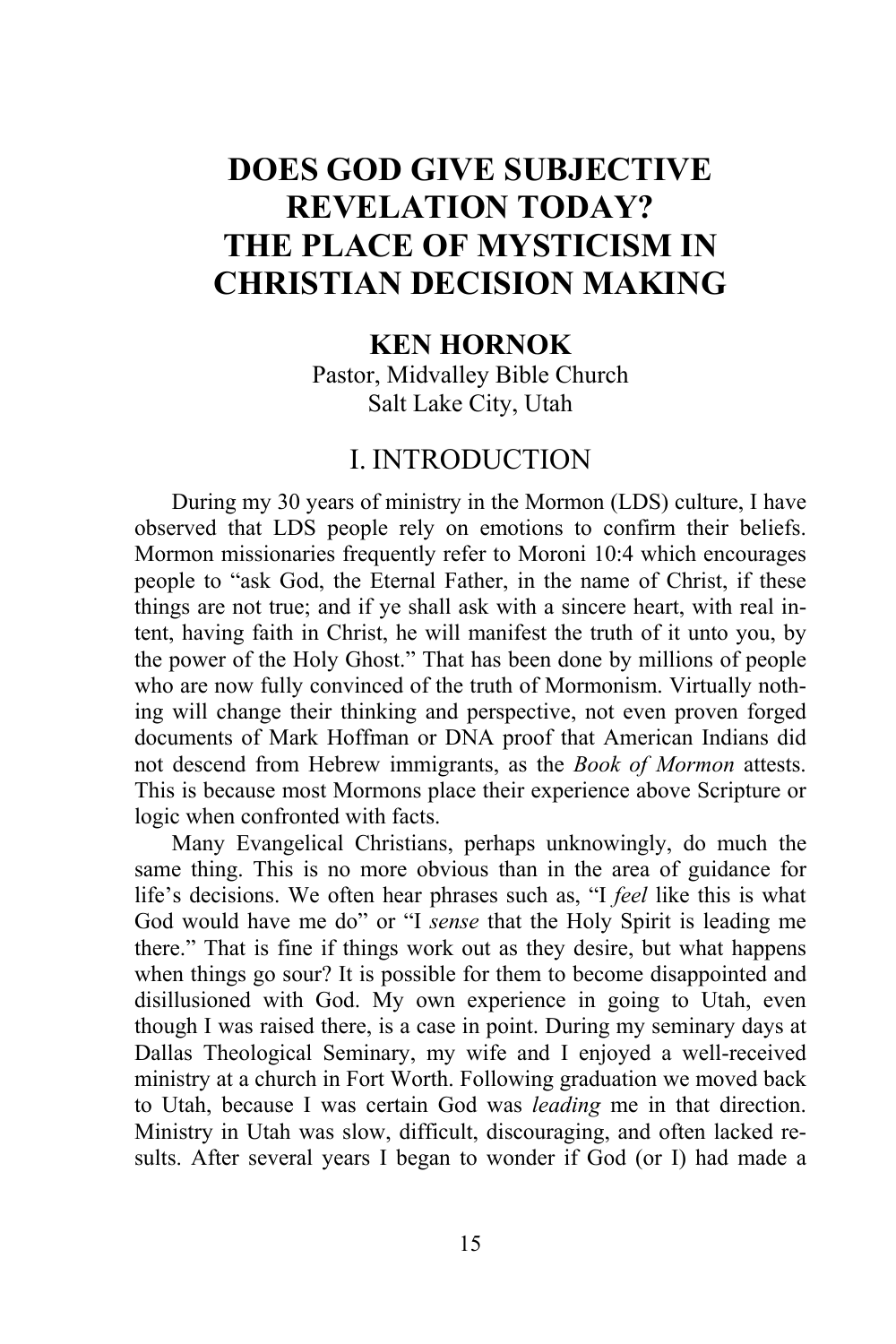# DOES GOD GIVE SUBJECTIVE REVELATION TODAY? THE PLACE OF MYSTICISM IN CHRISTIAN DECISION MAKING

**KEN HORNOK**
Pastor, Midvalley Bible Church
Salt Lake City, Utah

## I. INTRODUCTION

During my 30 years of ministry in the Mormon (LDS) culture, I have observed that LDS people rely on emotions to confirm their beliefs. Mormon missionaries frequently refer to Moroni 10:4 which encourages people to "ask God, the Eternal Father, in the name of Christ, if these things are not true; and if ye shall ask with a sincere heart, with real intent, having faith in Christ, he will manifest the truth of it unto you, by the power of the Holy Ghost." That has been done by millions of people who are now fully convinced of the truth of Mormonism. Virtually nothing will change their thinking and perspective, not even proven forged documents of Mark Hoffman or DNA proof that American Indians did not descend from Hebrew immigrants, as the *Book of Mormon* attests. This is because most Mormons place their experience above Scripture or logic when confronted with facts.

Many Evangelical Christians, perhaps unknowingly, do much the same thing. This is no more obvious than in the area of guidance for life's decisions. We often hear phrases such as, "I *feel* like this is what God would have me do" or "I *sense* that the Holy Spirit is leading me there." That is fine if things work out as they desire, but what happens when things go sour? It is possible for them to become disappointed and disillusioned with God. My own experience in going to Utah, even though I was raised there, is a case in point. During my seminary days at Dallas Theological Seminary, my wife and I enjoyed a well-received ministry at a church in Fort Worth. Following graduation we moved back to Utah, because I was certain God was *leading* me in that direction. Ministry in Utah was slow, difficult, discouraging, and often lacked results. After several years I began to wonder if God (or I) had made a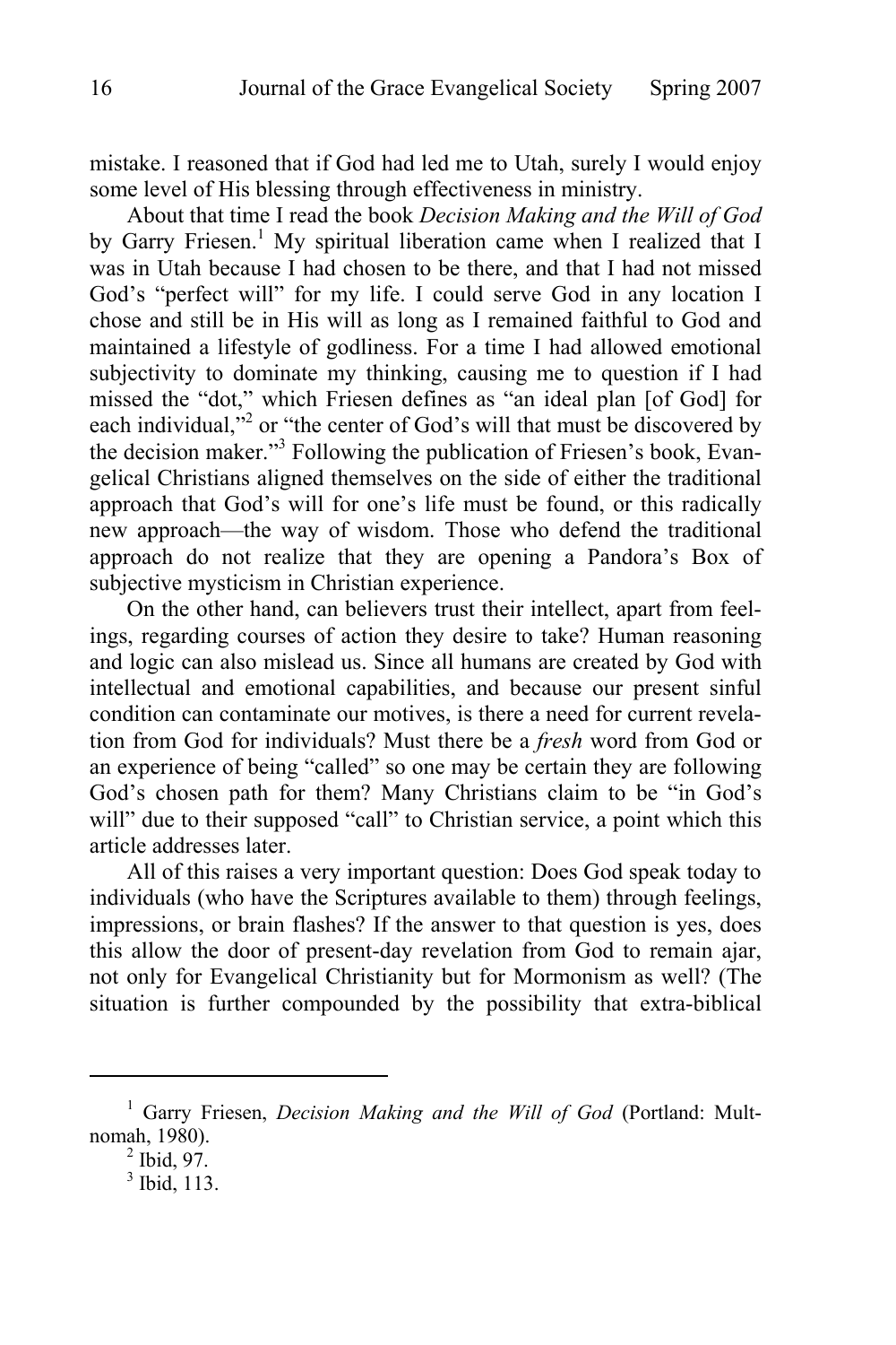mistake. I reasoned that if God had led me to Utah, surely I would enjoy some level of His blessing through effectiveness in ministry.

About that time I read the book *Decision Making and the Will of God* by Garry Friesen.[1] My spiritual liberation came when I realized that I was in Utah because I had chosen to be there, and that I had not missed God's "perfect will" for my life. I could serve God in any location I chose and still be in His will as long as I remained faithful to God and maintained a lifestyle of godliness. For a time I had allowed emotional subjectivity to dominate my thinking, causing me to question if I had missed the "dot," which Friesen defines as "an ideal plan [of God] for each individual,"[2] or "the center of God's will that must be discovered by the decision maker."[3] Following the publication of Friesen's book, Evangelical Christians aligned themselves on the side of either the traditional approach that God's will for one's life must be found, or this radically new approach—the way of wisdom. Those who defend the traditional approach do not realize that they are opening a Pandora's Box of subjective mysticism in Christian experience.

On the other hand, can believers trust their intellect, apart from feelings, regarding courses of action they desire to take? Human reasoning and logic can also mislead us. Since all humans are created by God with intellectual and emotional capabilities, and because our present sinful condition can contaminate our motives, is there a need for current revelation from God for individuals? Must there be a *fresh* word from God or an experience of being "called" so one may be certain they are following God's chosen path for them? Many Christians claim to be "in God's will" due to their supposed "call" to Christian service, a point which this article addresses later.

All of this raises a very important question: Does God speak today to individuals (who have the Scriptures available to them) through feelings, impressions, or brain flashes? If the answer to that question is yes, does this allow the door of present-day revelation from God to remain ajar, not only for Evangelical Christianity but for Mormonism as well? (The situation is further compounded by the possibility that extra-biblical

---

[1] Garry Friesen, *Decision Making and the Will of God* (Portland: Multnomah, 1980).

[2] Ibid, 97.

[3] Ibid, 113.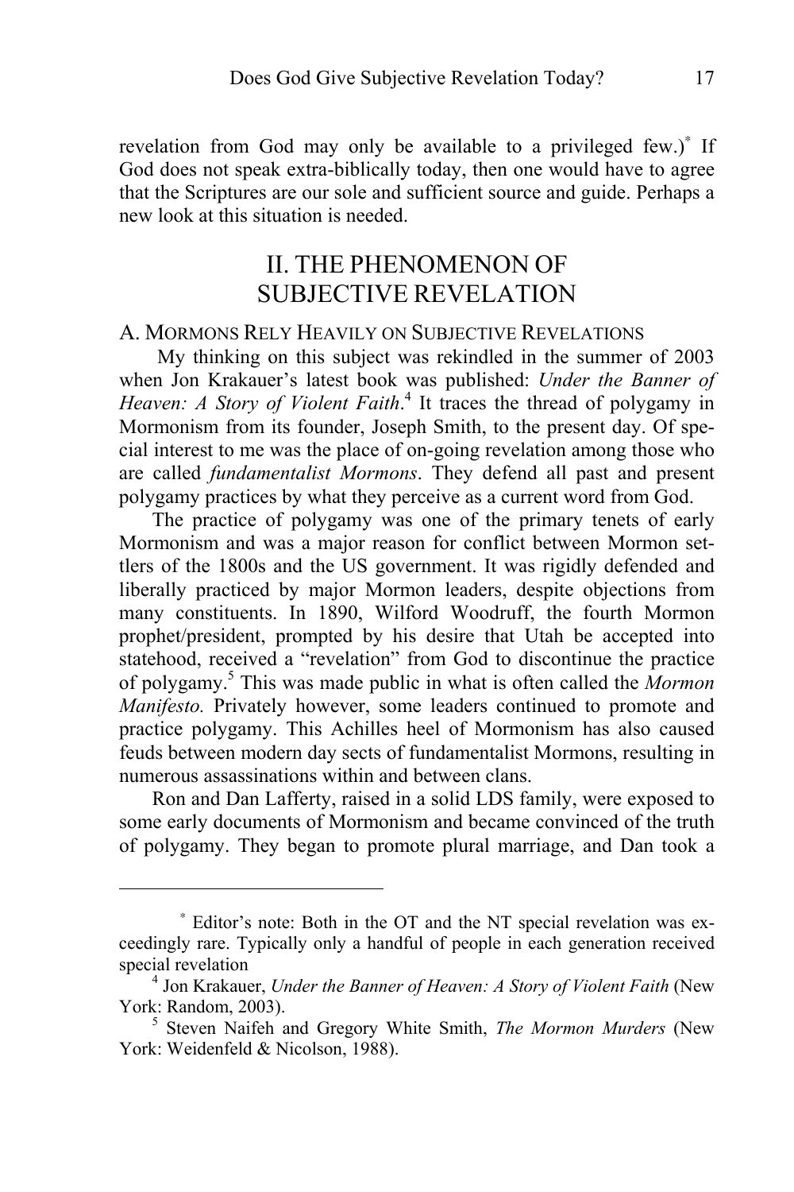revelation from God may only be available to a privileged few.)[*] If God does not speak extra-biblically today, then one would have to agree that the Scriptures are our sole and sufficient source and guide. Perhaps a new look at this situation is needed.

## II. THE PHENOMENON OF SUBJECTIVE REVELATION

### A. Mormons Rely Heavily on Subjective Revelations

My thinking on this subject was rekindled in the summer of 2003 when Jon Krakauer's latest book was published: *Under the Banner of Heaven: A Story of Violent Faith*.[4] It traces the thread of polygamy in Mormonism from its founder, Joseph Smith, to the present day. Of special interest to me was the place of on-going revelation among those who are called *fundamentalist Mormons*. They defend all past and present polygamy practices by what they perceive as a current word from God.

The practice of polygamy was one of the primary tenets of early Mormonism and was a major reason for conflict between Mormon settlers of the 1800s and the US government. It was rigidly defended and liberally practiced by major Mormon leaders, despite objections from many constituents. In 1890, Wilford Woodruff, the fourth Mormon prophet/president, prompted by his desire that Utah be accepted into statehood, received a "revelation" from God to discontinue the practice of polygamy.[5] This was made public in what is often called the *Mormon Manifesto.* Privately however, some leaders continued to promote and practice polygamy. This Achilles heel of Mormonism has also caused feuds between modern day sects of fundamentalist Mormons, resulting in numerous assassinations within and between clans.

Ron and Dan Lafferty, raised in a solid LDS family, were exposed to some early documents of Mormonism and became convinced of the truth of polygamy. They began to promote plural marriage, and Dan took a

---

[*] Editor's note: Both in the OT and the NT special revelation was exceedingly rare. Typically only a handful of people in each generation received special revelation

[4] Jon Krakauer, *Under the Banner of Heaven: A Story of Violent Faith* (New York: Random, 2003).

[5] Steven Naifeh and Gregory White Smith, *The Mormon Murders* (New York: Weidenfeld & Nicolson, 1988).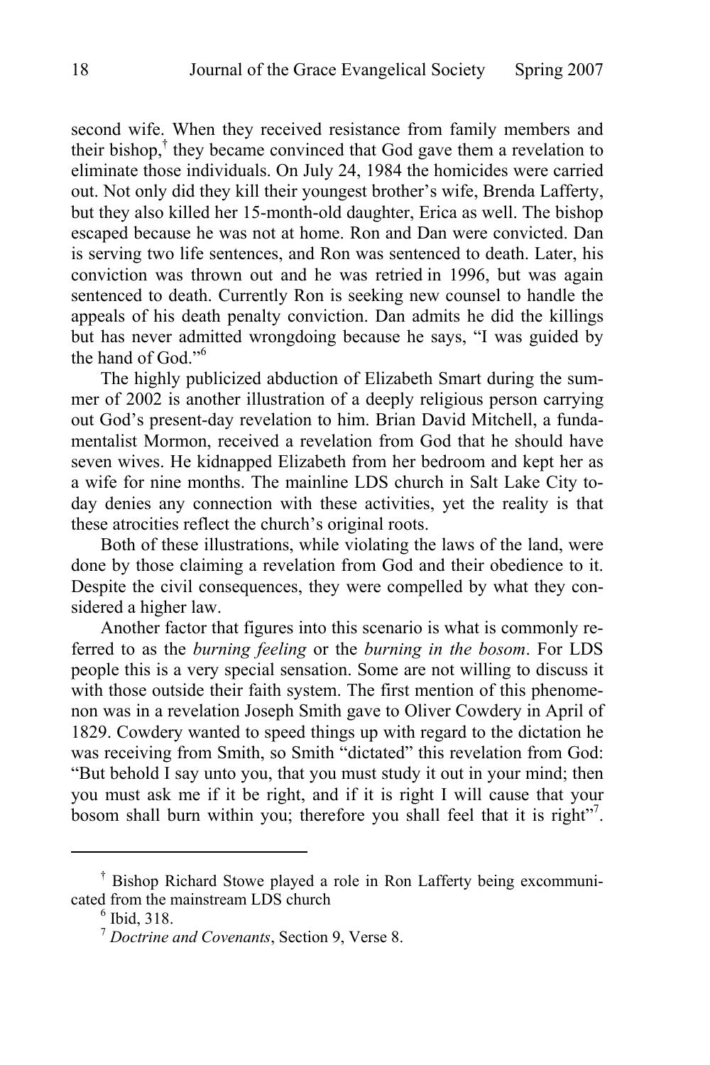second wife. When they received resistance from family members and their bishop,[†] they became convinced that God gave them a revelation to eliminate those individuals. On July 24, 1984 the homicides were carried out. Not only did they kill their youngest brother's wife, Brenda Lafferty, but they also killed her 15-month-old daughter, Erica as well. The bishop escaped because he was not at home. Ron and Dan were convicted. Dan is serving two life sentences, and Ron was sentenced to death. Later, his conviction was thrown out and he was retried in 1996, but was again sentenced to death. Currently Ron is seeking new counsel to handle the appeals of his death penalty conviction. Dan admits he did the killings but has never admitted wrongdoing because he says, "I was guided by the hand of God."[6]

The highly publicized abduction of Elizabeth Smart during the summer of 2002 is another illustration of a deeply religious person carrying out God's present-day revelation to him. Brian David Mitchell, a fundamentalist Mormon, received a revelation from God that he should have seven wives. He kidnapped Elizabeth from her bedroom and kept her as a wife for nine months. The mainline LDS church in Salt Lake City today denies any connection with these activities, yet the reality is that these atrocities reflect the church's original roots.

Both of these illustrations, while violating the laws of the land, were done by those claiming a revelation from God and their obedience to it. Despite the civil consequences, they were compelled by what they considered a higher law.

Another factor that figures into this scenario is what is commonly referred to as the *burning feeling* or the *burning in the bosom*. For LDS people this is a very special sensation. Some are not willing to discuss it with those outside their faith system. The first mention of this phenomenon was in a revelation Joseph Smith gave to Oliver Cowdery in April of 1829. Cowdery wanted to speed things up with regard to the dictation he was receiving from Smith, so Smith "dictated" this revelation from God: "But behold I say unto you, that you must study it out in your mind; then you must ask me if it be right, and if it is right I will cause that your bosom shall burn within you; therefore you shall feel that it is right"[7].

---

[†] Bishop Richard Stowe played a role in Ron Lafferty being excommunicated from the mainstream LDS church

[6] Ibid, 318.

[7] *Doctrine and Covenants*, Section 9, Verse 8.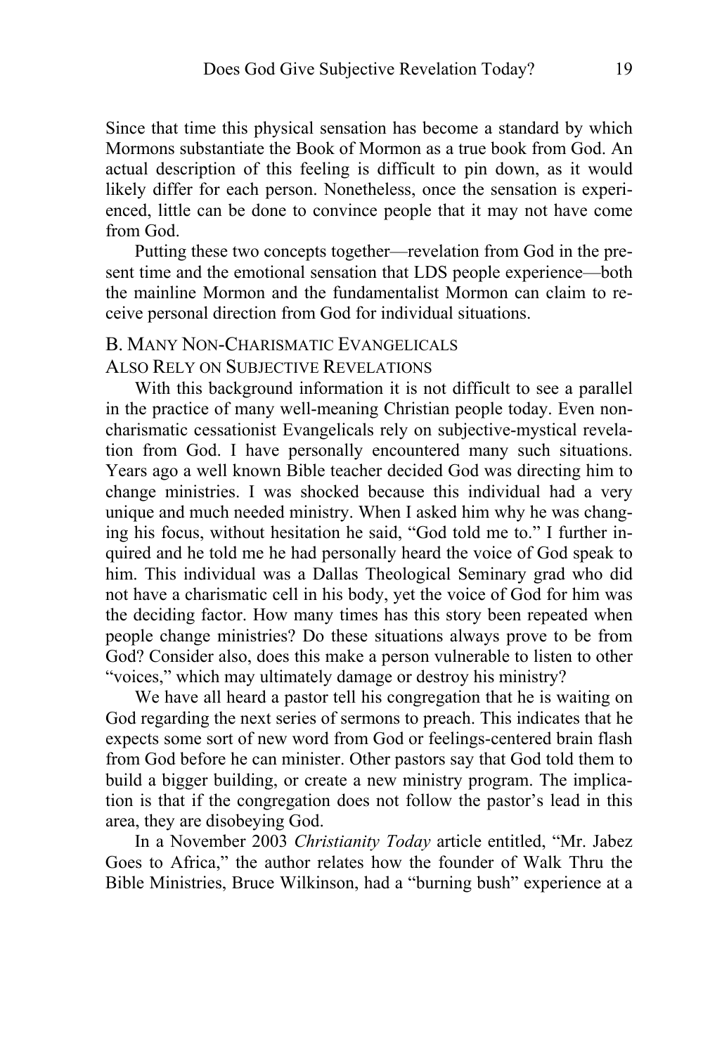Since that time this physical sensation has become a standard by which Mormons substantiate the Book of Mormon as a true book from God. An actual description of this feeling is difficult to pin down, as it would likely differ for each person. Nonetheless, once the sensation is experienced, little can be done to convince people that it may not have come from God.

Putting these two concepts together—revelation from God in the present time and the emotional sensation that LDS people experience—both the mainline Mormon and the fundamentalist Mormon can claim to receive personal direction from God for individual situations.

### B. Many Non-Charismatic Evangelicals Also Rely on Subjective Revelations

With this background information it is not difficult to see a parallel in the practice of many well-meaning Christian people today. Even non-charismatic cessationist Evangelicals rely on subjective-mystical revelation from God. I have personally encountered many such situations. Years ago a well known Bible teacher decided God was directing him to change ministries. I was shocked because this individual had a very unique and much needed ministry. When I asked him why he was changing his focus, without hesitation he said, "God told me to." I further inquired and he told me he had personally heard the voice of God speak to him. This individual was a Dallas Theological Seminary grad who did not have a charismatic cell in his body, yet the voice of God for him was the deciding factor. How many times has this story been repeated when people change ministries? Do these situations always prove to be from God? Consider also, does this make a person vulnerable to listen to other "voices," which may ultimately damage or destroy his ministry?

We have all heard a pastor tell his congregation that he is waiting on God regarding the next series of sermons to preach. This indicates that he expects some sort of new word from God or feelings-centered brain flash from God before he can minister. Other pastors say that God told them to build a bigger building, or create a new ministry program. The implication is that if the congregation does not follow the pastor's lead in this area, they are disobeying God.

In a November 2003 *Christianity Today* article entitled, "Mr. Jabez Goes to Africa," the author relates how the founder of Walk Thru the Bible Ministries, Bruce Wilkinson, had a "burning bush" experience at a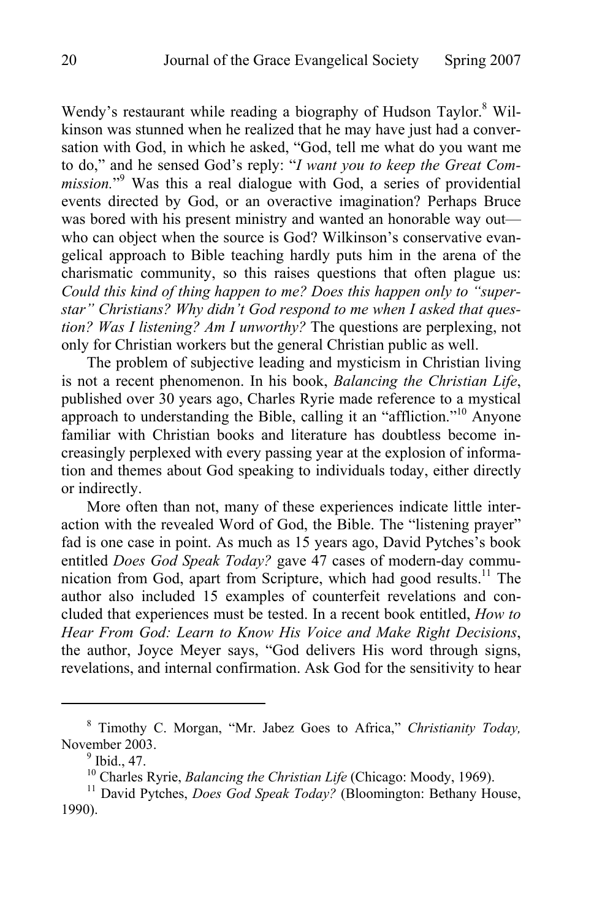Wendy's restaurant while reading a biography of Hudson Taylor.[8] Wilkinson was stunned when he realized that he may have just had a conversation with God, in which he asked, "God, tell me what do you want me to do," and he sensed God's reply: "*I want you to keep the Great Commission.*"[9] Was this a real dialogue with God, a series of providential events directed by God, or an overactive imagination? Perhaps Bruce was bored with his present ministry and wanted an honorable way out—who can object when the source is God? Wilkinson's conservative evangelical approach to Bible teaching hardly puts him in the arena of the charismatic community, so this raises questions that often plague us: *Could this kind of thing happen to me? Does this happen only to "superstar" Christians? Why didn't God respond to me when I asked that question? Was I listening? Am I unworthy?* The questions are perplexing, not only for Christian workers but the general Christian public as well.

The problem of subjective leading and mysticism in Christian living is not a recent phenomenon. In his book, *Balancing the Christian Life*, published over 30 years ago, Charles Ryrie made reference to a mystical approach to understanding the Bible, calling it an "affliction."[10] Anyone familiar with Christian books and literature has doubtless become increasingly perplexed with every passing year at the explosion of information and themes about God speaking to individuals today, either directly or indirectly.

More often than not, many of these experiences indicate little interaction with the revealed Word of God, the Bible. The "listening prayer" fad is one case in point. As much as 15 years ago, David Pytches's book entitled *Does God Speak Today?* gave 47 cases of modern-day communication from God, apart from Scripture, which had good results.[11] The author also included 15 examples of counterfeit revelations and concluded that experiences must be tested. In a recent book entitled, *How to Hear From God: Learn to Know His Voice and Make Right Decisions*, the author, Joyce Meyer says, "God delivers His word through signs, revelations, and internal confirmation. Ask God for the sensitivity to hear

---

[8] Timothy C. Morgan, "Mr. Jabez Goes to Africa," *Christianity Today,* November 2003.

[9] Ibid., 47.

[10] Charles Ryrie, *Balancing the Christian Life* (Chicago: Moody, 1969).

[11] David Pytches, *Does God Speak Today?* (Bloomington: Bethany House, 1990).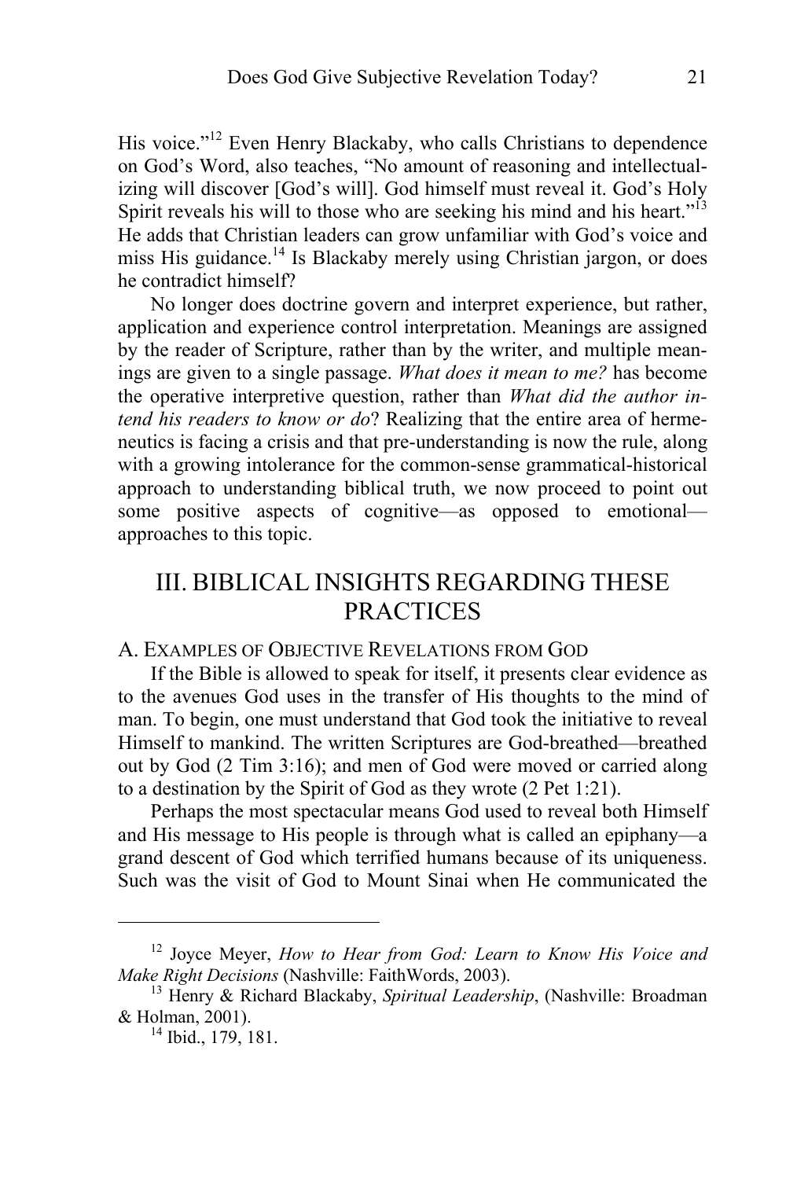His voice."[12] Even Henry Blackaby, who calls Christians to dependence on God's Word, also teaches, "No amount of reasoning and intellectualizing will discover [God's will]. God himself must reveal it. God's Holy Spirit reveals his will to those who are seeking his mind and his heart."[13] He adds that Christian leaders can grow unfamiliar with God's voice and miss His guidance.[14] Is Blackaby merely using Christian jargon, or does he contradict himself?

No longer does doctrine govern and interpret experience, but rather, application and experience control interpretation. Meanings are assigned by the reader of Scripture, rather than by the writer, and multiple meanings are given to a single passage. *What does it mean to me?* has become the operative interpretive question, rather than *What did the author intend his readers to know or do*? Realizing that the entire area of hermeneutics is facing a crisis and that pre-understanding is now the rule, along with a growing intolerance for the common-sense grammatical-historical approach to understanding biblical truth, we now proceed to point out some positive aspects of cognitive—as opposed to emotional—approaches to this topic.

## III. BIBLICAL INSIGHTS REGARDING THESE PRACTICES

### A. Examples of Objective Revelations from God

If the Bible is allowed to speak for itself, it presents clear evidence as to the avenues God uses in the transfer of His thoughts to the mind of man. To begin, one must understand that God took the initiative to reveal Himself to mankind. The written Scriptures are God-breathed—breathed out by God (2 Tim 3:16); and men of God were moved or carried along to a destination by the Spirit of God as they wrote (2 Pet 1:21).

Perhaps the most spectacular means God used to reveal both Himself and His message to His people is through what is called an epiphany—a grand descent of God which terrified humans because of its uniqueness. Such was the visit of God to Mount Sinai when He communicated the

---

[12] Joyce Meyer, *How to Hear from God: Learn to Know His Voice and Make Right Decisions* (Nashville: FaithWords, 2003).

[13] Henry & Richard Blackaby, *Spiritual Leadership*, (Nashville: Broadman & Holman, 2001).

[14] Ibid., 179, 181.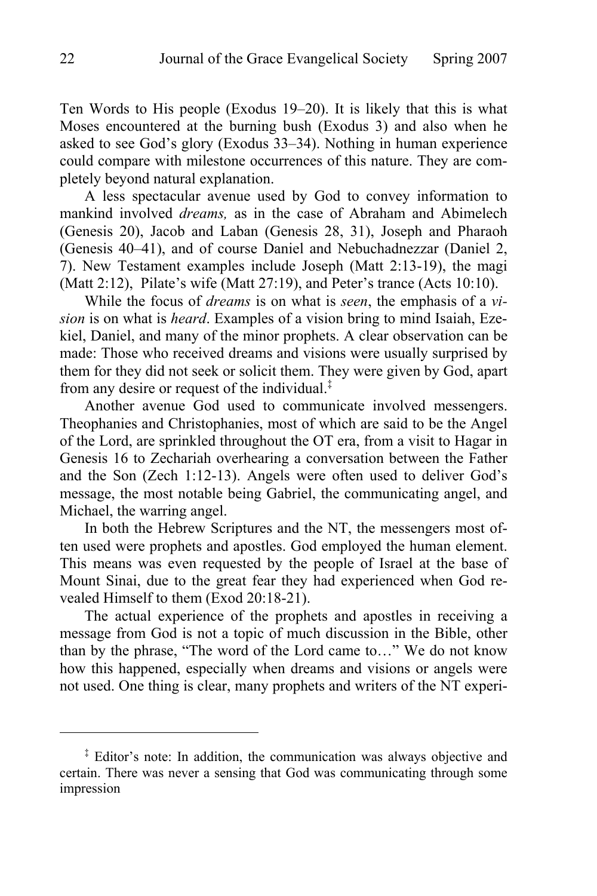Ten Words to His people (Exodus 19–20). It is likely that this is what Moses encountered at the burning bush (Exodus 3) and also when he asked to see God's glory (Exodus 33–34). Nothing in human experience could compare with milestone occurrences of this nature. They are completely beyond natural explanation.

A less spectacular avenue used by God to convey information to mankind involved *dreams,* as in the case of Abraham and Abimelech (Genesis 20), Jacob and Laban (Genesis 28, 31), Joseph and Pharaoh (Genesis 40–41), and of course Daniel and Nebuchadnezzar (Daniel 2, 7). New Testament examples include Joseph (Matt 2:13-19), the magi (Matt 2:12), Pilate's wife (Matt 27:19), and Peter's trance (Acts 10:10).

While the focus of *dreams* is on what is *seen*, the emphasis of a *vision* is on what is *heard*. Examples of a vision bring to mind Isaiah, Ezekiel, Daniel, and many of the minor prophets. A clear observation can be made: Those who received dreams and visions were usually surprised by them for they did not seek or solicit them. They were given by God, apart from any desire or request of the individual.[‡]

Another avenue God used to communicate involved messengers. Theophanies and Christophanies, most of which are said to be the Angel of the Lord, are sprinkled throughout the OT era, from a visit to Hagar in Genesis 16 to Zechariah overhearing a conversation between the Father and the Son (Zech 1:12-13). Angels were often used to deliver God's message, the most notable being Gabriel, the communicating angel, and Michael, the warring angel.

In both the Hebrew Scriptures and the NT, the messengers most often used were prophets and apostles. God employed the human element. This means was even requested by the people of Israel at the base of Mount Sinai, due to the great fear they had experienced when God revealed Himself to them (Exod 20:18-21).

The actual experience of the prophets and apostles in receiving a message from God is not a topic of much discussion in the Bible, other than by the phrase, "The word of the Lord came to…" We do not know how this happened, especially when dreams and visions or angels were not used. One thing is clear, many prophets and writers of the NT experi-

---

[‡] Editor's note: In addition, the communication was always objective and certain. There was never a sensing that God was communicating through some impression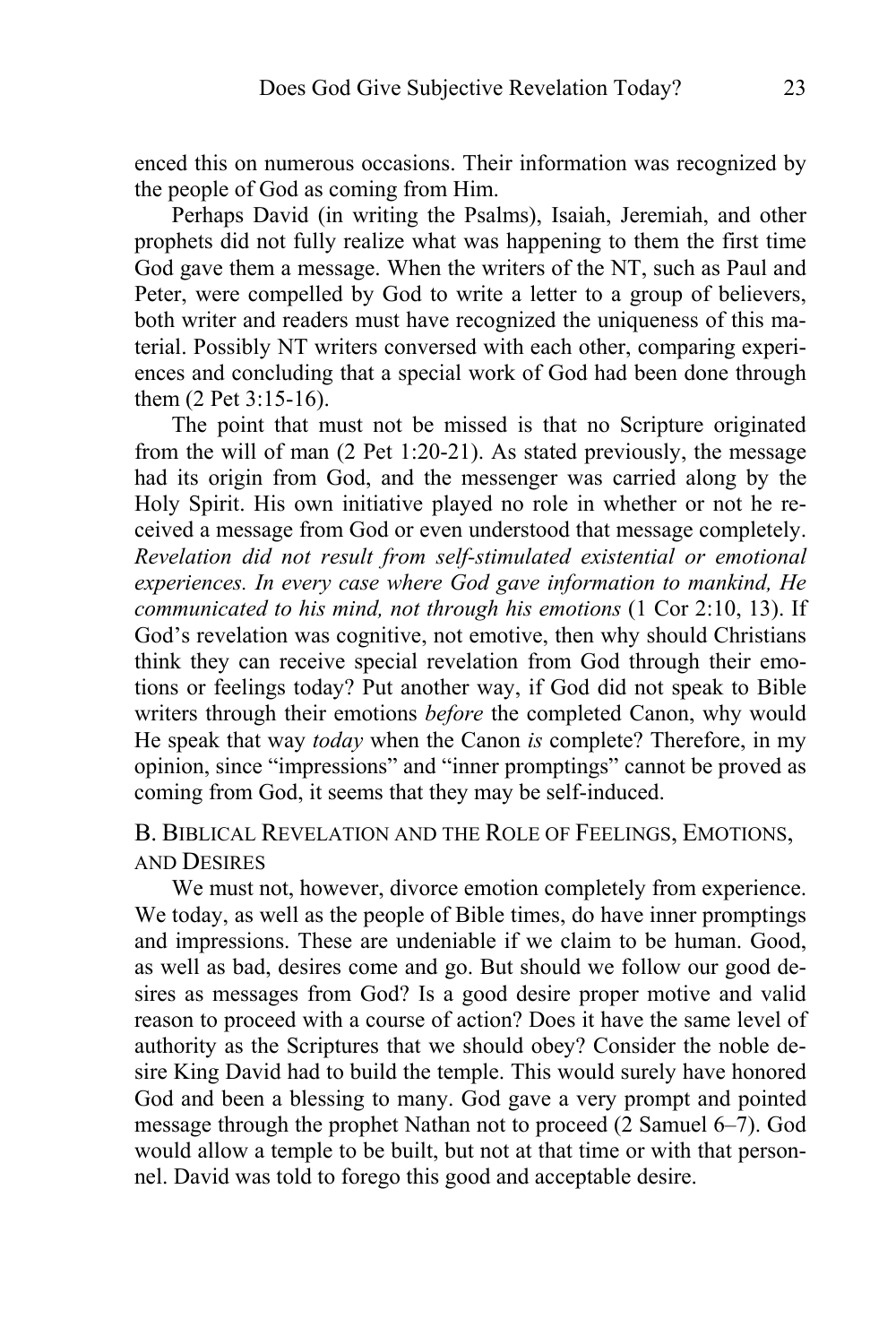enced this on numerous occasions. Their information was recognized by the people of God as coming from Him.

Perhaps David (in writing the Psalms), Isaiah, Jeremiah, and other prophets did not fully realize what was happening to them the first time God gave them a message. When the writers of the NT, such as Paul and Peter, were compelled by God to write a letter to a group of believers, both writer and readers must have recognized the uniqueness of this material. Possibly NT writers conversed with each other, comparing experiences and concluding that a special work of God had been done through them (2 Pet 3:15-16).

The point that must not be missed is that no Scripture originated from the will of man (2 Pet 1:20-21). As stated previously, the message had its origin from God, and the messenger was carried along by the Holy Spirit. His own initiative played no role in whether or not he received a message from God or even understood that message completely. *Revelation did not result from self-stimulated existential or emotional experiences. In every case where God gave information to mankind, He communicated to his mind, not through his emotions* (1 Cor 2:10, 13). If God's revelation was cognitive, not emotive, then why should Christians think they can receive special revelation from God through their emotions or feelings today? Put another way, if God did not speak to Bible writers through their emotions *before* the completed Canon, why would He speak that way *today* when the Canon *is* complete? Therefore, in my opinion, since "impressions" and "inner promptings" cannot be proved as coming from God, it seems that they may be self-induced.

## B. Biblical Revelation and the Role of Feelings, Emotions, and Desires

We must not, however, divorce emotion completely from experience. We today, as well as the people of Bible times, do have inner promptings and impressions. These are undeniable if we claim to be human. Good, as well as bad, desires come and go. But should we follow our good desires as messages from God? Is a good desire proper motive and valid reason to proceed with a course of action? Does it have the same level of authority as the Scriptures that we should obey? Consider the noble desire King David had to build the temple. This would surely have honored God and been a blessing to many. God gave a very prompt and pointed message through the prophet Nathan not to proceed (2 Samuel 6–7). God would allow a temple to be built, but not at that time or with that personnel. David was told to forego this good and acceptable desire.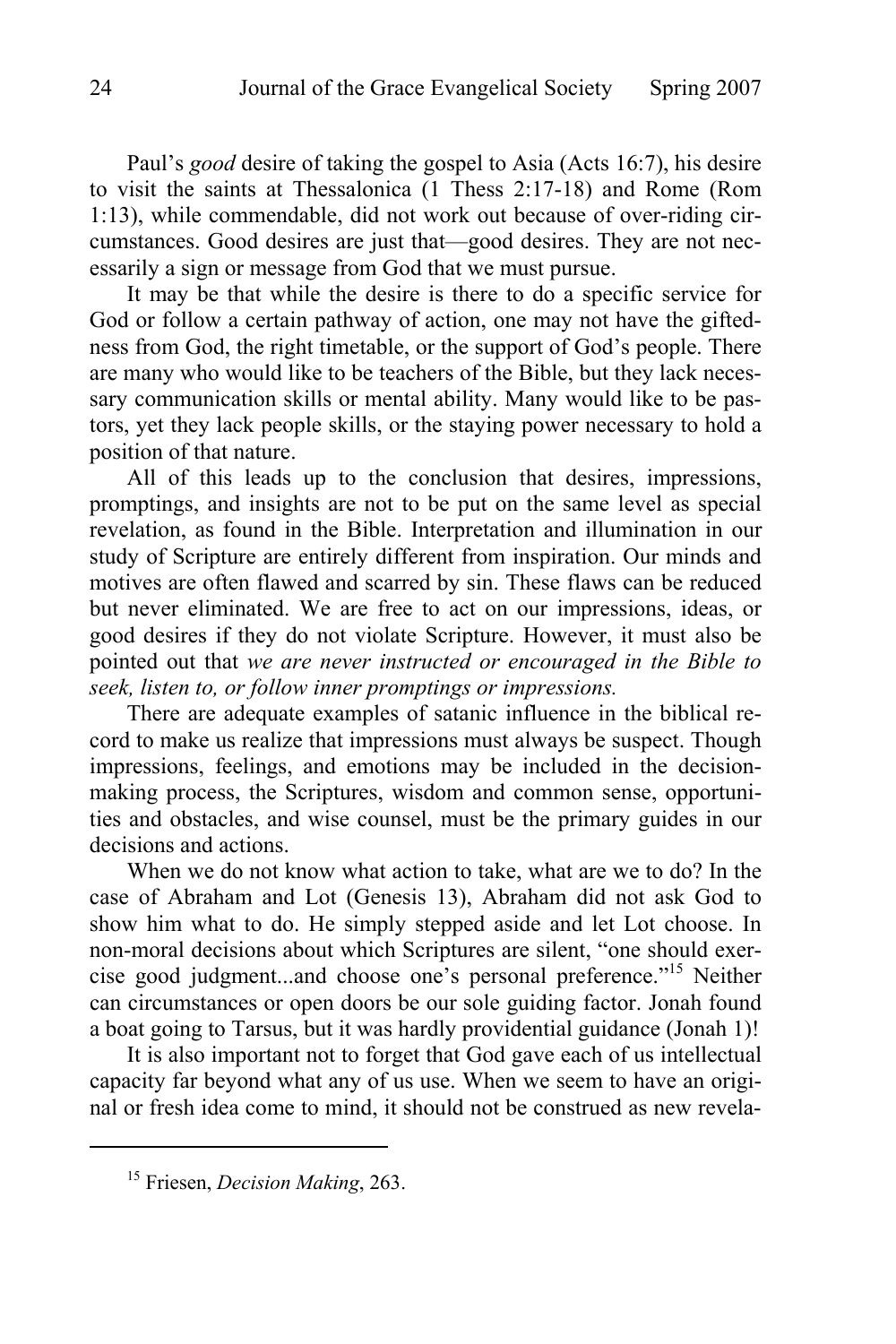Paul's *good* desire of taking the gospel to Asia (Acts 16:7), his desire to visit the saints at Thessalonica (1 Thess 2:17-18) and Rome (Rom 1:13), while commendable, did not work out because of over-riding circumstances. Good desires are just that—good desires. They are not necessarily a sign or message from God that we must pursue.

It may be that while the desire is there to do a specific service for God or follow a certain pathway of action, one may not have the giftedness from God, the right timetable, or the support of God's people. There are many who would like to be teachers of the Bible, but they lack necessary communication skills or mental ability. Many would like to be pastors, yet they lack people skills, or the staying power necessary to hold a position of that nature.

All of this leads up to the conclusion that desires, impressions, promptings, and insights are not to be put on the same level as special revelation, as found in the Bible. Interpretation and illumination in our study of Scripture are entirely different from inspiration. Our minds and motives are often flawed and scarred by sin. These flaws can be reduced but never eliminated. We are free to act on our impressions, ideas, or good desires if they do not violate Scripture. However, it must also be pointed out that *we are never instructed or encouraged in the Bible to seek, listen to, or follow inner promptings or impressions.*

There are adequate examples of satanic influence in the biblical record to make us realize that impressions must always be suspect. Though impressions, feelings, and emotions may be included in the decision-making process, the Scriptures, wisdom and common sense, opportunities and obstacles, and wise counsel, must be the primary guides in our decisions and actions.

When we do not know what action to take, what are we to do? In the case of Abraham and Lot (Genesis 13), Abraham did not ask God to show him what to do. He simply stepped aside and let Lot choose. In non-moral decisions about which Scriptures are silent, "one should exercise good judgment...and choose one's personal preference."[15] Neither can circumstances or open doors be our sole guiding factor. Jonah found a boat going to Tarsus, but it was hardly providential guidance (Jonah 1)!

It is also important not to forget that God gave each of us intellectual capacity far beyond what any of us use. When we seem to have an original or fresh idea come to mind, it should not be construed as new revela-

---

[15] Friesen, *Decision Making*, 263.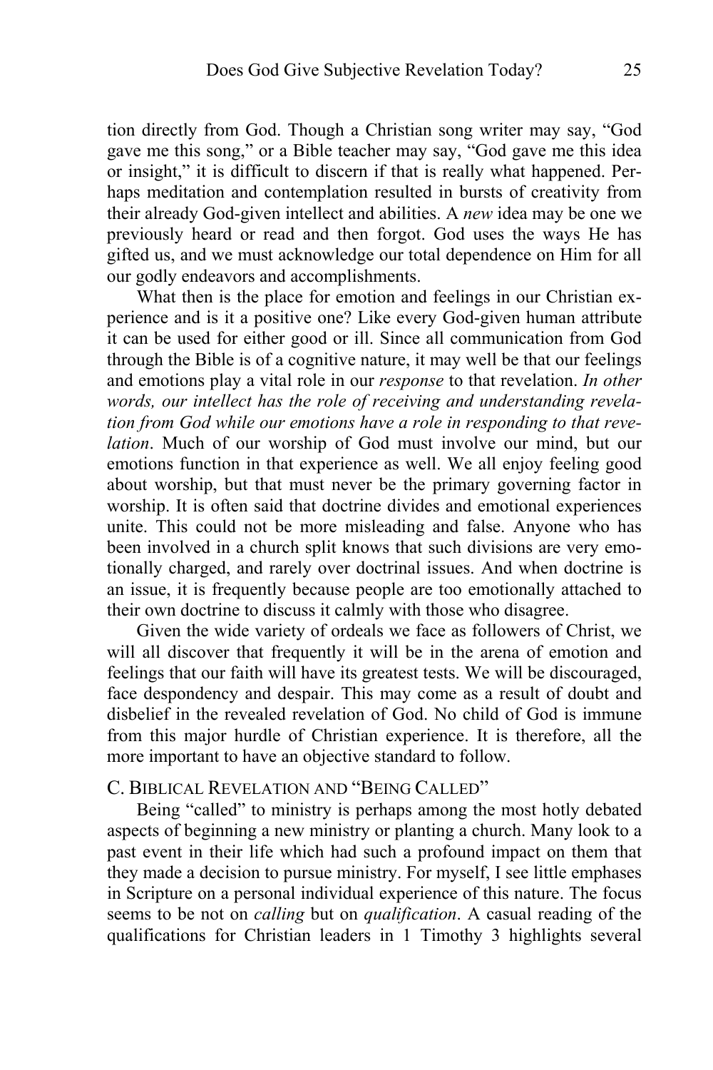tion directly from God. Though a Christian song writer may say, "God gave me this song," or a Bible teacher may say, "God gave me this idea or insight," it is difficult to discern if that is really what happened. Perhaps meditation and contemplation resulted in bursts of creativity from their already God-given intellect and abilities. A *new* idea may be one we previously heard or read and then forgot. God uses the ways He has gifted us, and we must acknowledge our total dependence on Him for all our godly endeavors and accomplishments.

What then is the place for emotion and feelings in our Christian experience and is it a positive one? Like every God-given human attribute it can be used for either good or ill. Since all communication from God through the Bible is of a cognitive nature, it may well be that our feelings and emotions play a vital role in our *response* to that revelation. *In other words, our intellect has the role of receiving and understanding revelation from God while our emotions have a role in responding to that revelation*. Much of our worship of God must involve our mind, but our emotions function in that experience as well. We all enjoy feeling good about worship, but that must never be the primary governing factor in worship. It is often said that doctrine divides and emotional experiences unite. This could not be more misleading and false. Anyone who has been involved in a church split knows that such divisions are very emotionally charged, and rarely over doctrinal issues. And when doctrine is an issue, it is frequently because people are too emotionally attached to their own doctrine to discuss it calmly with those who disagree.

Given the wide variety of ordeals we face as followers of Christ, we will all discover that frequently it will be in the arena of emotion and feelings that our faith will have its greatest tests. We will be discouraged, face despondency and despair. This may come as a result of doubt and disbelief in the revealed revelation of God. No child of God is immune from this major hurdle of Christian experience. It is therefore, all the more important to have an objective standard to follow.

### C. Biblical Revelation and "Being Called"

Being "called" to ministry is perhaps among the most hotly debated aspects of beginning a new ministry or planting a church. Many look to a past event in their life which had such a profound impact on them that they made a decision to pursue ministry. For myself, I see little emphases in Scripture on a personal individual experience of this nature. The focus seems to be not on *calling* but on *qualification*. A casual reading of the qualifications for Christian leaders in 1 Timothy 3 highlights several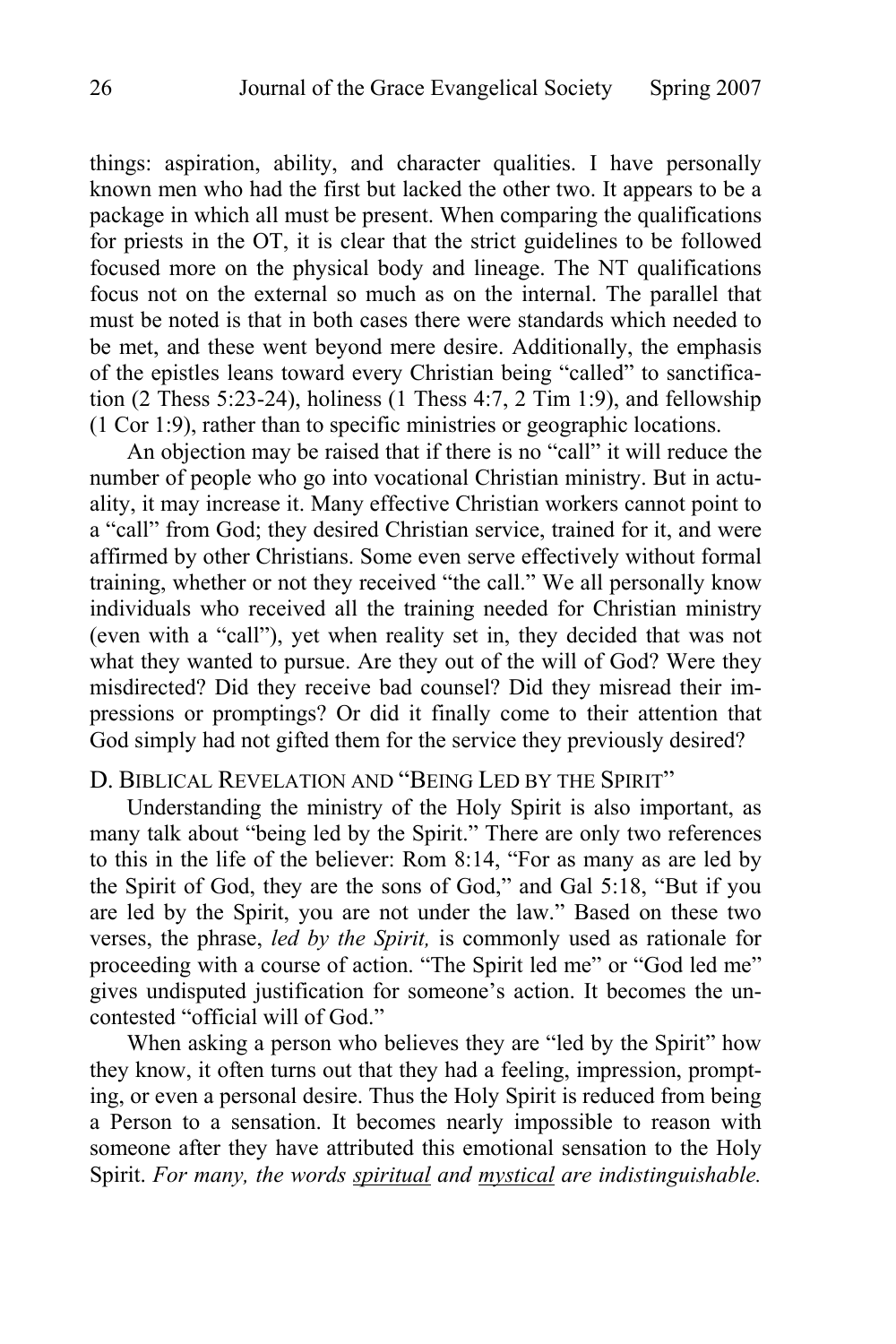things: aspiration, ability, and character qualities. I have personally known men who had the first but lacked the other two. It appears to be a package in which all must be present. When comparing the qualifications for priests in the OT, it is clear that the strict guidelines to be followed focused more on the physical body and lineage. The NT qualifications focus not on the external so much as on the internal. The parallel that must be noted is that in both cases there were standards which needed to be met, and these went beyond mere desire. Additionally, the emphasis of the epistles leans toward every Christian being "called" to sanctification (2 Thess 5:23-24), holiness (1 Thess 4:7, 2 Tim 1:9), and fellowship (1 Cor 1:9), rather than to specific ministries or geographic locations.

An objection may be raised that if there is no "call" it will reduce the number of people who go into vocational Christian ministry. But in actuality, it may increase it. Many effective Christian workers cannot point to a "call" from God; they desired Christian service, trained for it, and were affirmed by other Christians. Some even serve effectively without formal training, whether or not they received "the call." We all personally know individuals who received all the training needed for Christian ministry (even with a "call"), yet when reality set in, they decided that was not what they wanted to pursue. Are they out of the will of God? Were they misdirected? Did they receive bad counsel? Did they misread their impressions or promptings? Or did it finally come to their attention that God simply had not gifted them for the service they previously desired?

### D. Biblical Revelation and "Being Led by the Spirit"

Understanding the ministry of the Holy Spirit is also important, as many talk about "being led by the Spirit." There are only two references to this in the life of the believer: Rom 8:14, "For as many as are led by the Spirit of God, they are the sons of God," and Gal 5:18, "But if you are led by the Spirit, you are not under the law." Based on these two verses, the phrase, *led by the Spirit,* is commonly used as rationale for proceeding with a course of action. "The Spirit led me" or "God led me" gives undisputed justification for someone's action. It becomes the uncontested "official will of God."

When asking a person who believes they are "led by the Spirit" how they know, it often turns out that they had a feeling, impression, prompting, or even a personal desire. Thus the Holy Spirit is reduced from being a Person to a sensation. It becomes nearly impossible to reason with someone after they have attributed this emotional sensation to the Holy Spirit. *For many, the words <u>spiritual</u> and <u>mystical</u> are indistinguishable.*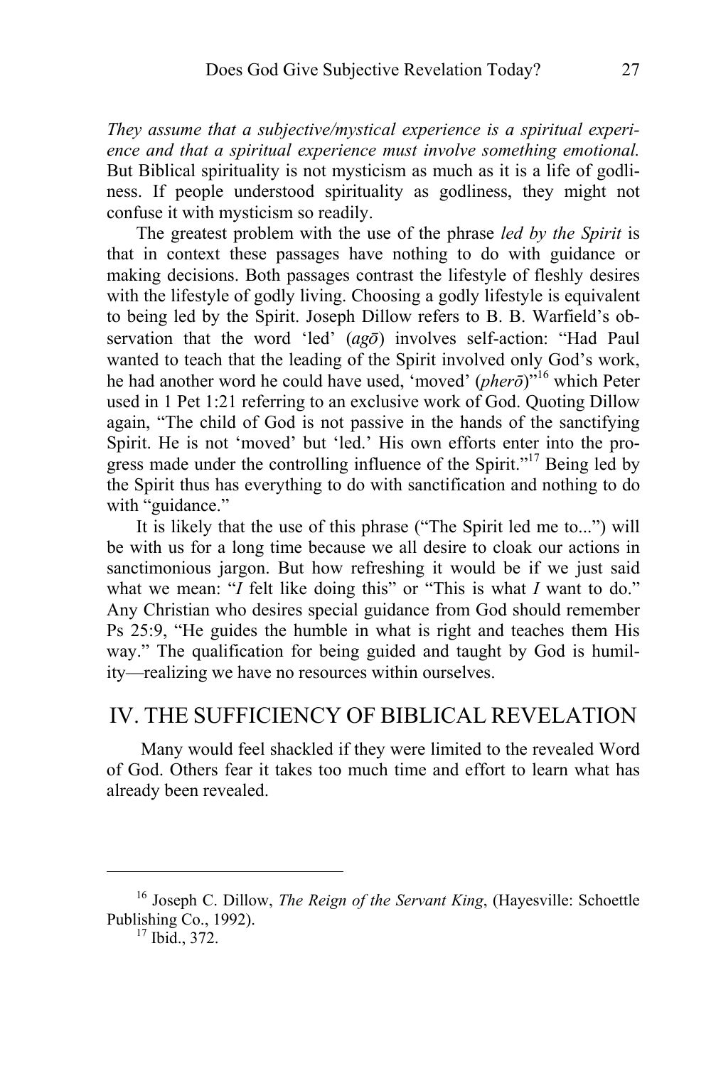*They assume that a subjective/mystical experience is a spiritual experience and that a spiritual experience must involve something emotional.* But Biblical spirituality is not mysticism as much as it is a life of godliness. If people understood spirituality as godliness, they might not confuse it with mysticism so readily.

The greatest problem with the use of the phrase *led by the Spirit* is that in context these passages have nothing to do with guidance or making decisions. Both passages contrast the lifestyle of fleshly desires with the lifestyle of godly living. Choosing a godly lifestyle is equivalent to being led by the Spirit. Joseph Dillow refers to B. B. Warfield's observation that the word 'led' (*agō*) involves self-action: "Had Paul wanted to teach that the leading of the Spirit involved only God's work, he had another word he could have used, 'moved' (*pherō*)"[16] which Peter used in 1 Pet 1:21 referring to an exclusive work of God. Quoting Dillow again, "The child of God is not passive in the hands of the sanctifying Spirit. He is not 'moved' but 'led.' His own efforts enter into the progress made under the controlling influence of the Spirit."[17] Being led by the Spirit thus has everything to do with sanctification and nothing to do with "guidance."

It is likely that the use of this phrase ("The Spirit led me to...") will be with us for a long time because we all desire to cloak our actions in sanctimonious jargon. But how refreshing it would be if we just said what we mean: "*I* felt like doing this" or "This is what *I* want to do." Any Christian who desires special guidance from God should remember Ps 25:9, "He guides the humble in what is right and teaches them His way." The qualification for being guided and taught by God is humility—realizing we have no resources within ourselves.

## IV. THE SUFFICIENCY OF BIBLICAL REVELATION

Many would feel shackled if they were limited to the revealed Word of God. Others fear it takes too much time and effort to learn what has already been revealed.

---

[16] Joseph C. Dillow, *The Reign of the Servant King*, (Hayesville: Schoettle Publishing Co., 1992).

[17] Ibid., 372.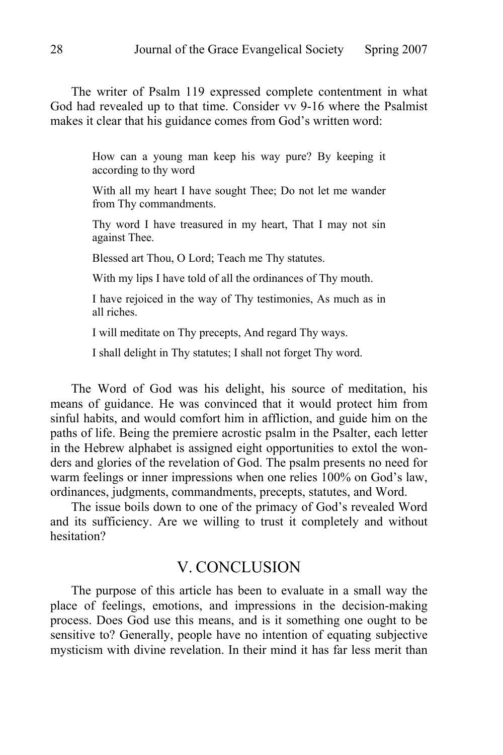The writer of Psalm 119 expressed complete contentment in what God had revealed up to that time. Consider vv 9-16 where the Psalmist makes it clear that his guidance comes from God's written word:

> How can a young man keep his way pure? By keeping it according to thy word
>
> With all my heart I have sought Thee; Do not let me wander from Thy commandments.
>
> Thy word I have treasured in my heart, That I may not sin against Thee.
>
> Blessed art Thou, O Lord; Teach me Thy statutes.
>
> With my lips I have told of all the ordinances of Thy mouth.
>
> I have rejoiced in the way of Thy testimonies, As much as in all riches.
>
> I will meditate on Thy precepts, And regard Thy ways.
>
> I shall delight in Thy statutes; I shall not forget Thy word.

The Word of God was his delight, his source of meditation, his means of guidance. He was convinced that it would protect him from sinful habits, and would comfort him in affliction, and guide him on the paths of life. Being the premiere acrostic psalm in the Psalter, each letter in the Hebrew alphabet is assigned eight opportunities to extol the wonders and glories of the revelation of God. The psalm presents no need for warm feelings or inner impressions when one relies 100% on God's law, ordinances, judgments, commandments, precepts, statutes, and Word.

The issue boils down to one of the primacy of God's revealed Word and its sufficiency. Are we willing to trust it completely and without hesitation?

## V. CONCLUSION

The purpose of this article has been to evaluate in a small way the place of feelings, emotions, and impressions in the decision-making process. Does God use this means, and is it something one ought to be sensitive to? Generally, people have no intention of equating subjective mysticism with divine revelation. In their mind it has far less merit than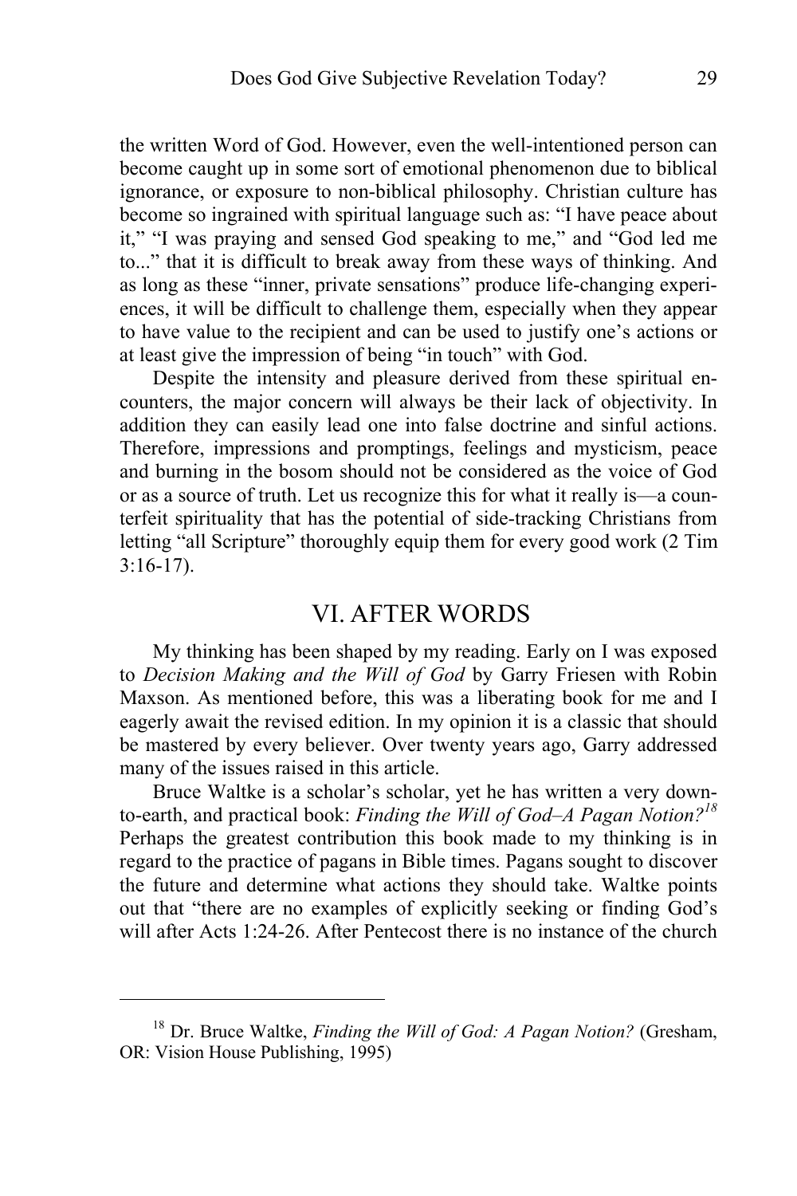the written Word of God. However, even the well-intentioned person can become caught up in some sort of emotional phenomenon due to biblical ignorance, or exposure to non-biblical philosophy. Christian culture has become so ingrained with spiritual language such as: "I have peace about it," "I was praying and sensed God speaking to me," and "God led me to..." that it is difficult to break away from these ways of thinking. And as long as these "inner, private sensations" produce life-changing experiences, it will be difficult to challenge them, especially when they appear to have value to the recipient and can be used to justify one's actions or at least give the impression of being "in touch" with God.

Despite the intensity and pleasure derived from these spiritual encounters, the major concern will always be their lack of objectivity. In addition they can easily lead one into false doctrine and sinful actions. Therefore, impressions and promptings, feelings and mysticism, peace and burning in the bosom should not be considered as the voice of God or as a source of truth. Let us recognize this for what it really is—a counterfeit spirituality that has the potential of side-tracking Christians from letting "all Scripture" thoroughly equip them for every good work (2 Tim 3:16-17).

## VI. AFTER WORDS

My thinking has been shaped by my reading. Early on I was exposed to *Decision Making and the Will of God* by Garry Friesen with Robin Maxson. As mentioned before, this was a liberating book for me and I eagerly await the revised edition. In my opinion it is a classic that should be mastered by every believer. Over twenty years ago, Garry addressed many of the issues raised in this article.

Bruce Waltke is a scholar's scholar, yet he has written a very down-to-earth, and practical book: *Finding the Will of God–A Pagan Notion?*[18] Perhaps the greatest contribution this book made to my thinking is in regard to the practice of pagans in Bible times. Pagans sought to discover the future and determine what actions they should take. Waltke points out that "there are no examples of explicitly seeking or finding God's will after Acts 1:24-26. After Pentecost there is no instance of the church

---

[18] Dr. Bruce Waltke, *Finding the Will of God: A Pagan Notion?* (Gresham, OR: Vision House Publishing, 1995)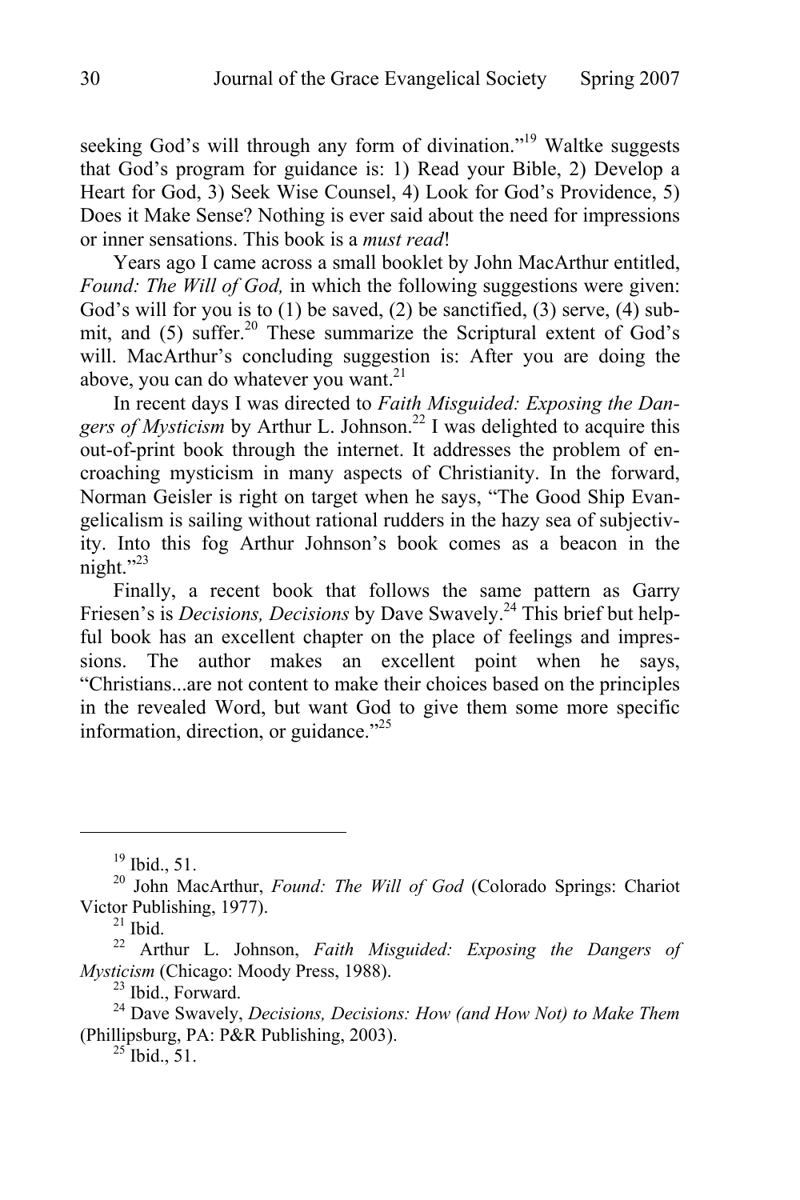seeking God's will through any form of divination."[19] Waltke suggests that God's program for guidance is: 1) Read your Bible, 2) Develop a Heart for God, 3) Seek Wise Counsel, 4) Look for God's Providence, 5) Does it Make Sense? Nothing is ever said about the need for impressions or inner sensations. This book is a *must read*!

Years ago I came across a small booklet by John MacArthur entitled, *Found: The Will of God,* in which the following suggestions were given: God's will for you is to (1) be saved, (2) be sanctified, (3) serve, (4) submit, and (5) suffer.[20] These summarize the Scriptural extent of God's will. MacArthur's concluding suggestion is: After you are doing the above, you can do whatever you want.[21]

In recent days I was directed to *Faith Misguided: Exposing the Dangers of Mysticism* by Arthur L. Johnson.[22] I was delighted to acquire this out-of-print book through the internet. It addresses the problem of encroaching mysticism in many aspects of Christianity. In the forward, Norman Geisler is right on target when he says, "The Good Ship Evangelicalism is sailing without rational rudders in the hazy sea of subjectivity. Into this fog Arthur Johnson's book comes as a beacon in the night."[23]

Finally, a recent book that follows the same pattern as Garry Friesen's is *Decisions, Decisions* by Dave Swavely.[24] This brief but helpful book has an excellent chapter on the place of feelings and impressions. The author makes an excellent point when he says, "Christians...are not content to make their choices based on the principles in the revealed Word, but want God to give them some more specific information, direction, or guidance."[25]

---

[19] Ibid., 51.

[20] John MacArthur, *Found: The Will of God* (Colorado Springs: Chariot Victor Publishing, 1977).

[21] Ibid.

[22] Arthur L. Johnson, *Faith Misguided: Exposing the Dangers of Mysticism* (Chicago: Moody Press, 1988).

[23] Ibid., Forward.

[24] Dave Swavely, *Decisions, Decisions: How (and How Not) to Make Them* (Phillipsburg, PA: P&R Publishing, 2003).

[25] Ibid., 51.